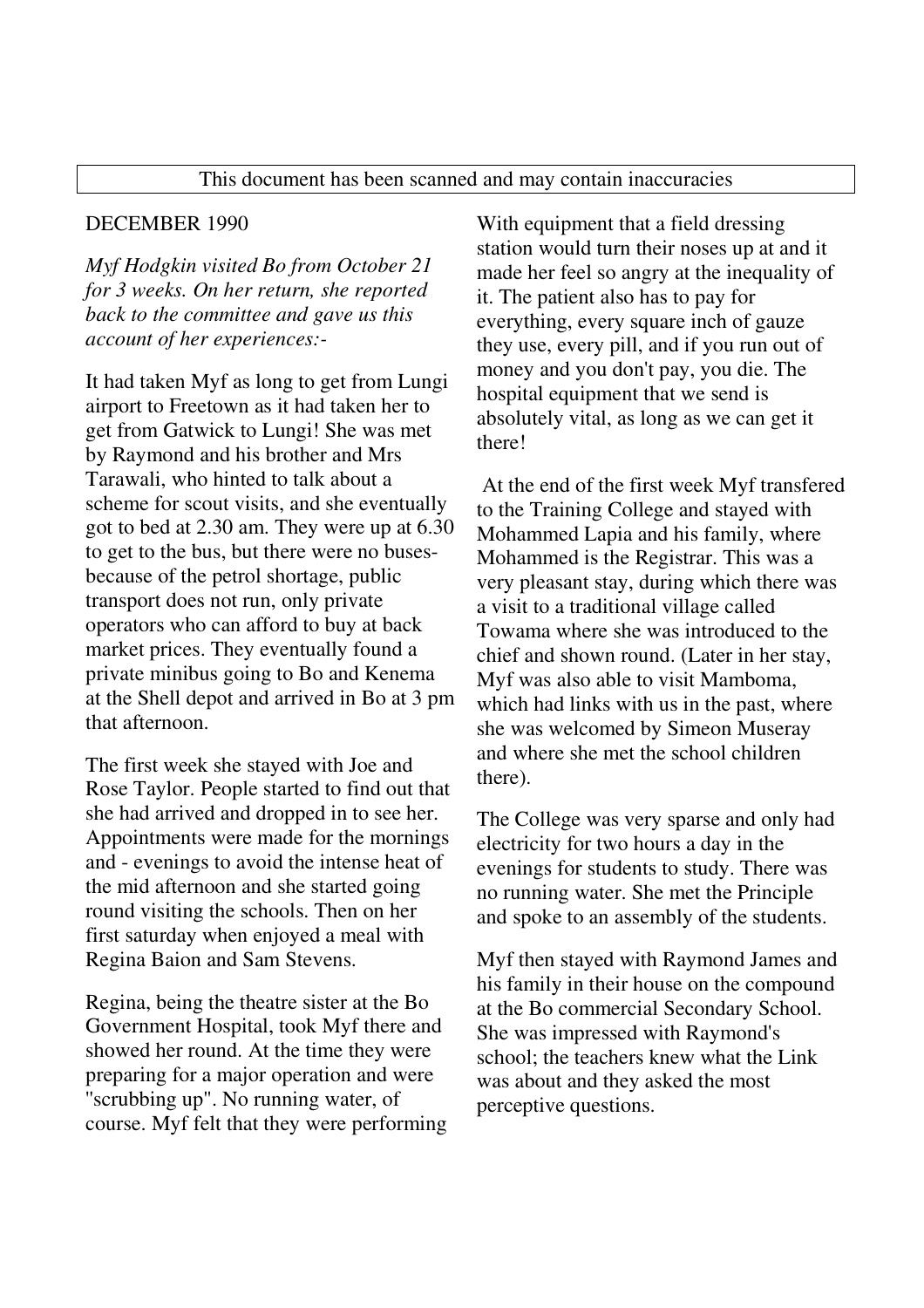This document has been scanned and may contain inaccuracies

DECEMBER 1990

*Myf Hodgkin visited Bo from October 21 for 3 weeks. On her return, she reported back to the committee and gave us this account of her experiences:-*

It had taken Myf as long to get from Lungi airport to Freetown as it had taken her to get from Gatwick to Lungi! She was met by Raymond and his brother and Mrs Tarawali, who hinted to talk about a scheme for scout visits, and she eventually got to bed at 2.30 am. They were up at 6.30 to get to the bus, but there were no buses-because of the petrol shortage, public transport does not run, only private operators who can afford to buy at back market prices. They eventually found a private minibus going to Bo and Kenema at the Shell depot and arrived in Bo at 3 pm that afternoon.

The first week she stayed with Joe and Rose Taylor. People started to find out that she had arrived and dropped in to see her. Appointments were made for the mornings and - evenings to avoid the intense heat of the mid afternoon and she started going round visiting the schools. Then on her first saturday when enjoyed a meal with Regina Baion and Sam Stevens.

Regina, being the theatre sister at the Bo Government Hospital, took Myf there and showed her round. At the time they were preparing for a major operation and were "scrubbing up". No running water, of course. Myf felt that they were performing With equipment that a field dressing station would turn their noses up at and it made her feel so angry at the inequality of it. The patient also has to pay for everything, every square inch of gauze they use, every pill, and if you run out of money and you don't pay, you die. The hospital equipment that we send is absolutely vital, as long as we can get it there!

At the end of the first week Myf transfered to the Training College and stayed with Mohammed Lapia and his family, where Mohammed is the Registrar. This was a very pleasant stay, during which there was a visit to a traditional village called Towama where she was introduced to the chief and shown round. (Later in her stay, Myf was also able to visit Mamboma, which had links with us in the past, where she was welcomed by Simeon Museray and where she met the school children there).

The College was very sparse and only had electricity for two hours a day in the evenings for students to study. There was no running water. She met the Principle and spoke to an assembly of the students.

Myf then stayed with Raymond James and his family in their house on the compound at the Bo commercial Secondary School. She was impressed with Raymond's school; the teachers knew what the Link was about and they asked the most perceptive questions.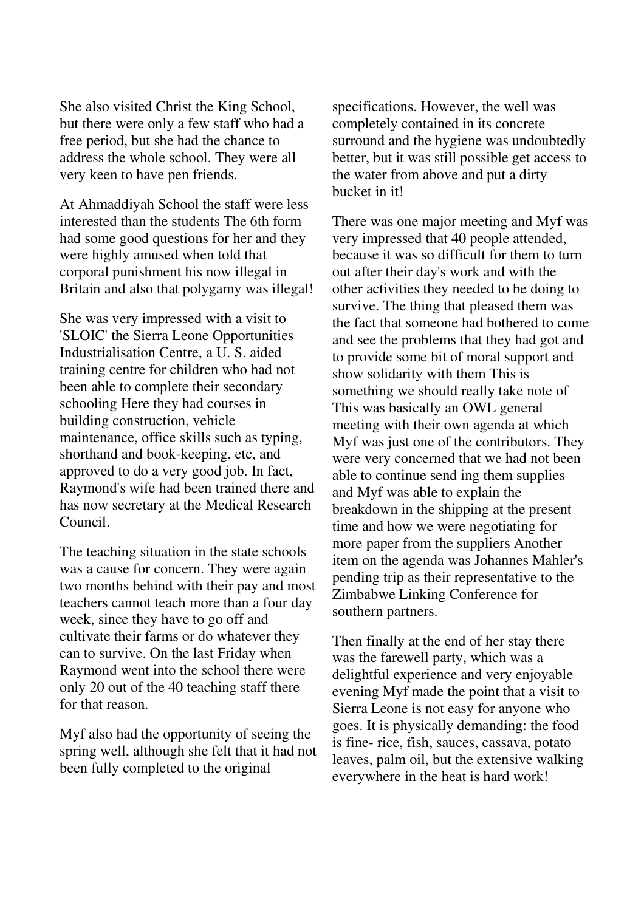She also visited Christ the King School, but there were only a few staff who had a free period, but she had the chance to address the whole school. They were all very keen to have pen friends.

At Ahmaddiyah School the staff were less interested than the students The 6th form had some good questions for her and they were highly amused when told that corporal punishment his now illegal in Britain and also that polygamy was illegal!

She was very impressed with a visit to 'SLOIC' the Sierra Leone Opportunities Industrialisation Centre, a U. S. aided training centre for children who had not been able to complete their secondary schooling Here they had courses in building construction, vehicle maintenance, office skills such as typing, shorthand and book-keeping, etc, and approved to do a very good job. In fact, Raymond's wife had been trained there and has now secretary at the Medical Research Council.

The teaching situation in the state schools was a cause for concern. They were again two months behind with their pay and most teachers cannot teach more than a four day week, since they have to go off and cultivate their farms or do whatever they can to survive. On the last Friday when Raymond went into the school there were only 20 out of the 40 teaching staff there for that reason.

Myf also had the opportunity of seeing the spring well, although she felt that it had not been fully completed to the original specifications. However, the well was completely contained in its concrete surround and the hygiene was undoubtedly better, but it was still possible get access to the water from above and put a dirty bucket in it!

There was one major meeting and Myf was very impressed that 40 people attended, because it was so difficult for them to turn out after their day's work and with the other activities they needed to be doing to survive. The thing that pleased them was the fact that someone had bothered to come and see the problems that they had got and to provide some bit of moral support and show solidarity with them This is something we should really take note of This was basically an OWL general meeting with their own agenda at which Myf was just one of the contributors. They were very concerned that we had not been able to continue send ing them supplies and Myf was able to explain the breakdown in the shipping at the present time and how we were negotiating for more paper from the suppliers Another item on the agenda was Johannes Mahler's pending trip as their representative to the Zimbabwe Linking Conference for southern partners.

Then finally at the end of her stay there was the farewell party, which was a delightful experience and very enjoyable evening Myf made the point that a visit to Sierra Leone is not easy for anyone who goes. It is physically demanding: the food is fine- rice, fish, sauces, cassava, potato leaves, palm oil, but the extensive walking everywhere in the heat is hard work!